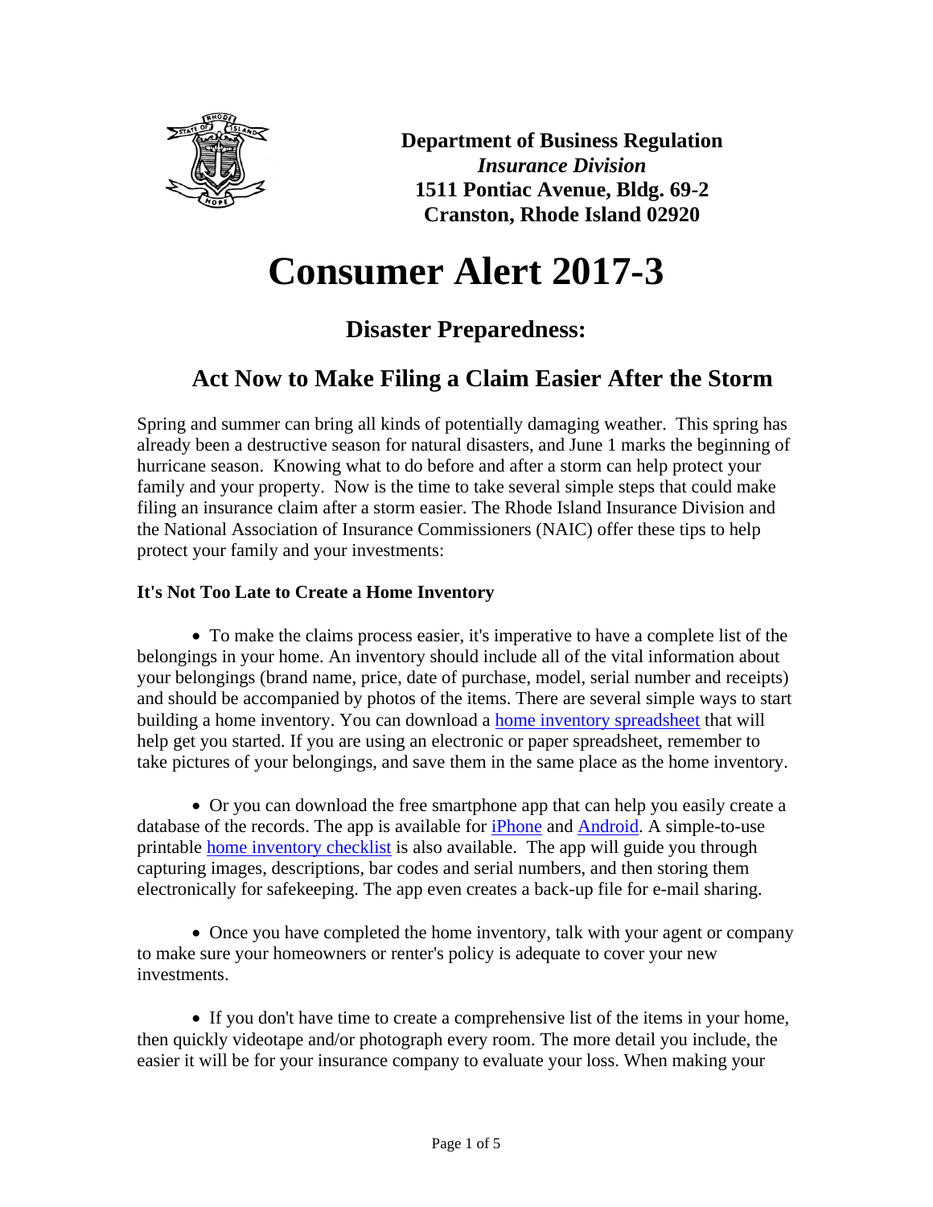**Department of Business Regulation**
***Insurance Division***
**1511 Pontiac Avenue, Bldg. 69-2**
**Cranston, Rhode Island 02920**

# Consumer Alert 2017-3

## Disaster Preparedness:

## Act Now to Make Filing a Claim Easier After the Storm

Spring and summer can bring all kinds of potentially damaging weather. This spring has already been a destructive season for natural disasters, and June 1 marks the beginning of hurricane season. Knowing what to do before and after a storm can help protect your family and your property. Now is the time to take several simple steps that could make filing an insurance claim after a storm easier. The Rhode Island Insurance Division and the National Association of Insurance Commissioners (NAIC) offer these tips to help protect your family and your investments:

**It's Not Too Late to Create a Home Inventory**

- To make the claims process easier, it's imperative to have a complete list of the belongings in your home. An inventory should include all of the vital information about your belongings (brand name, price, date of purchase, model, serial number and receipts) and should be accompanied by photos of the items. There are several simple ways to start building a home inventory. You can download a home inventory spreadsheet that will help get you started. If you are using an electronic or paper spreadsheet, remember to take pictures of your belongings, and save them in the same place as the home inventory.

- Or you can download the free smartphone app that can help you easily create a database of the records. The app is available for iPhone and Android. A simple-to-use printable home inventory checklist is also available. The app will guide you through capturing images, descriptions, bar codes and serial numbers, and then storing them electronically for safekeeping. The app even creates a back-up file for e-mail sharing.

- Once you have completed the home inventory, talk with your agent or company to make sure your homeowners or renter's policy is adequate to cover your new investments.

- If you don't have time to create a comprehensive list of the items in your home, then quickly videotape and/or photograph every room. The more detail you include, the easier it will be for your insurance company to evaluate your loss. When making your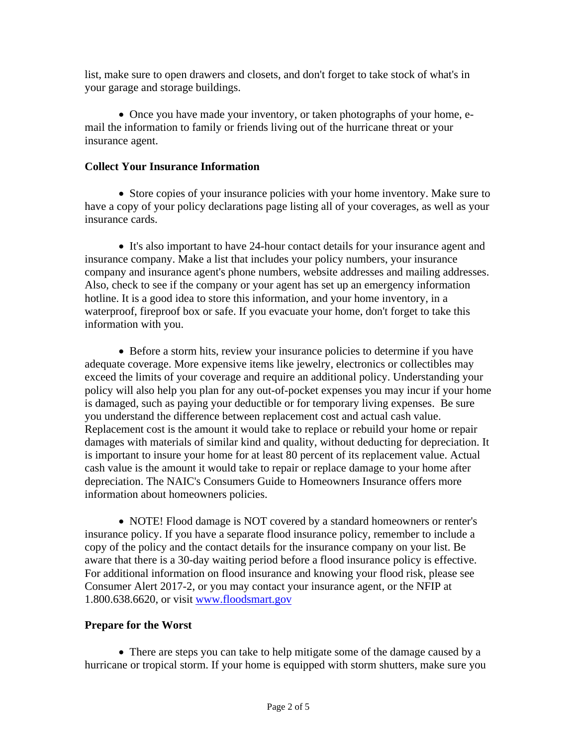list, make sure to open drawers and closets, and don't forget to take stock of what's in your garage and storage buildings.

- Once you have made your inventory, or taken photographs of your home, e-mail the information to family or friends living out of the hurricane threat or your insurance agent.

**Collect Your Insurance Information**

- Store copies of your insurance policies with your home inventory. Make sure to have a copy of your policy declarations page listing all of your coverages, as well as your insurance cards.

- It's also important to have 24-hour contact details for your insurance agent and insurance company. Make a list that includes your policy numbers, your insurance company and insurance agent's phone numbers, website addresses and mailing addresses. Also, check to see if the company or your agent has set up an emergency information hotline. It is a good idea to store this information, and your home inventory, in a waterproof, fireproof box or safe. If you evacuate your home, don't forget to take this information with you.

- Before a storm hits, review your insurance policies to determine if you have adequate coverage. More expensive items like jewelry, electronics or collectibles may exceed the limits of your coverage and require an additional policy. Understanding your policy will also help you plan for any out-of-pocket expenses you may incur if your home is damaged, such as paying your deductible or for temporary living expenses. Be sure you understand the difference between replacement cost and actual cash value. Replacement cost is the amount it would take to replace or rebuild your home or repair damages with materials of similar kind and quality, without deducting for depreciation. It is important to insure your home for at least 80 percent of its replacement value. Actual cash value is the amount it would take to repair or replace damage to your home after depreciation. The NAIC's Consumers Guide to Homeowners Insurance offers more information about homeowners policies.

- NOTE! Flood damage is NOT covered by a standard homeowners or renter's insurance policy. If you have a separate flood insurance policy, remember to include a copy of the policy and the contact details for the insurance company on your list. Be aware that there is a 30-day waiting period before a flood insurance policy is effective. For additional information on flood insurance and knowing your flood risk, please see Consumer Alert 2017-2, or you may contact your insurance agent, or the NFIP at 1.800.638.6620, or visit [www.floodsmart.gov](http://www.floodsmart.gov)

**Prepare for the Worst**

- There are steps you can take to help mitigate some of the damage caused by a hurricane or tropical storm. If your home is equipped with storm shutters, make sure you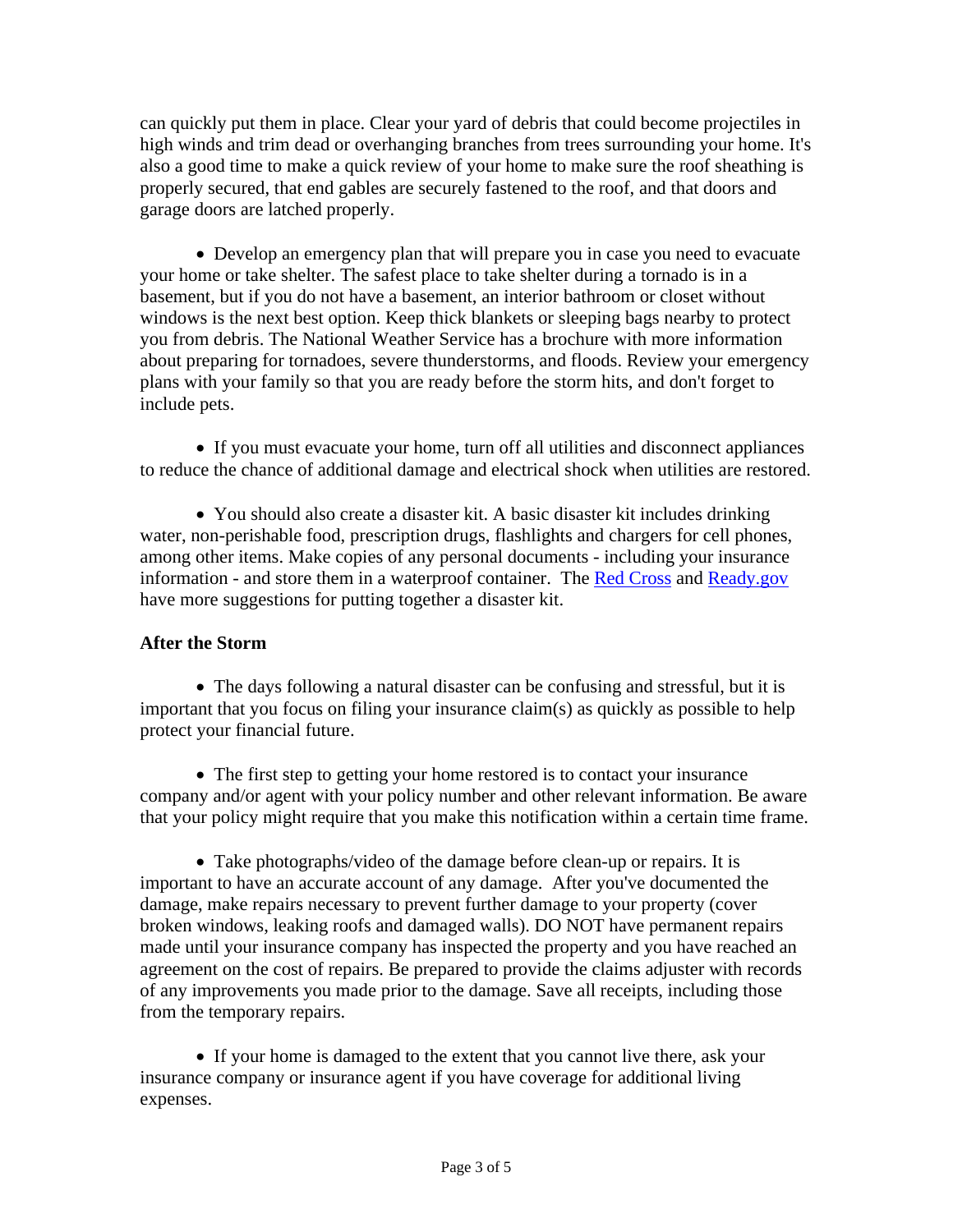can quickly put them in place. Clear your yard of debris that could become projectiles in high winds and trim dead or overhanging branches from trees surrounding your home. It's also a good time to make a quick review of your home to make sure the roof sheathing is properly secured, that end gables are securely fastened to the roof, and that doors and garage doors are latched properly.

- Develop an emergency plan that will prepare you in case you need to evacuate your home or take shelter. The safest place to take shelter during a tornado is in a basement, but if you do not have a basement, an interior bathroom or closet without windows is the next best option. Keep thick blankets or sleeping bags nearby to protect you from debris. The National Weather Service has a brochure with more information about preparing for tornadoes, severe thunderstorms, and floods. Review your emergency plans with your family so that you are ready before the storm hits, and don't forget to include pets.

- If you must evacuate your home, turn off all utilities and disconnect appliances to reduce the chance of additional damage and electrical shock when utilities are restored.

- You should also create a disaster kit. A basic disaster kit includes drinking water, non-perishable food, prescription drugs, flashlights and chargers for cell phones, among other items. Make copies of any personal documents - including your insurance information - and store them in a waterproof container. The Red Cross and Ready.gov have more suggestions for putting together a disaster kit.

**After the Storm**

- The days following a natural disaster can be confusing and stressful, but it is important that you focus on filing your insurance claim(s) as quickly as possible to help protect your financial future.

- The first step to getting your home restored is to contact your insurance company and/or agent with your policy number and other relevant information. Be aware that your policy might require that you make this notification within a certain time frame.

- Take photographs/video of the damage before clean-up or repairs. It is important to have an accurate account of any damage. After you've documented the damage, make repairs necessary to prevent further damage to your property (cover broken windows, leaking roofs and damaged walls). DO NOT have permanent repairs made until your insurance company has inspected the property and you have reached an agreement on the cost of repairs. Be prepared to provide the claims adjuster with records of any improvements you made prior to the damage. Save all receipts, including those from the temporary repairs.

- If your home is damaged to the extent that you cannot live there, ask your insurance company or insurance agent if you have coverage for additional living expenses.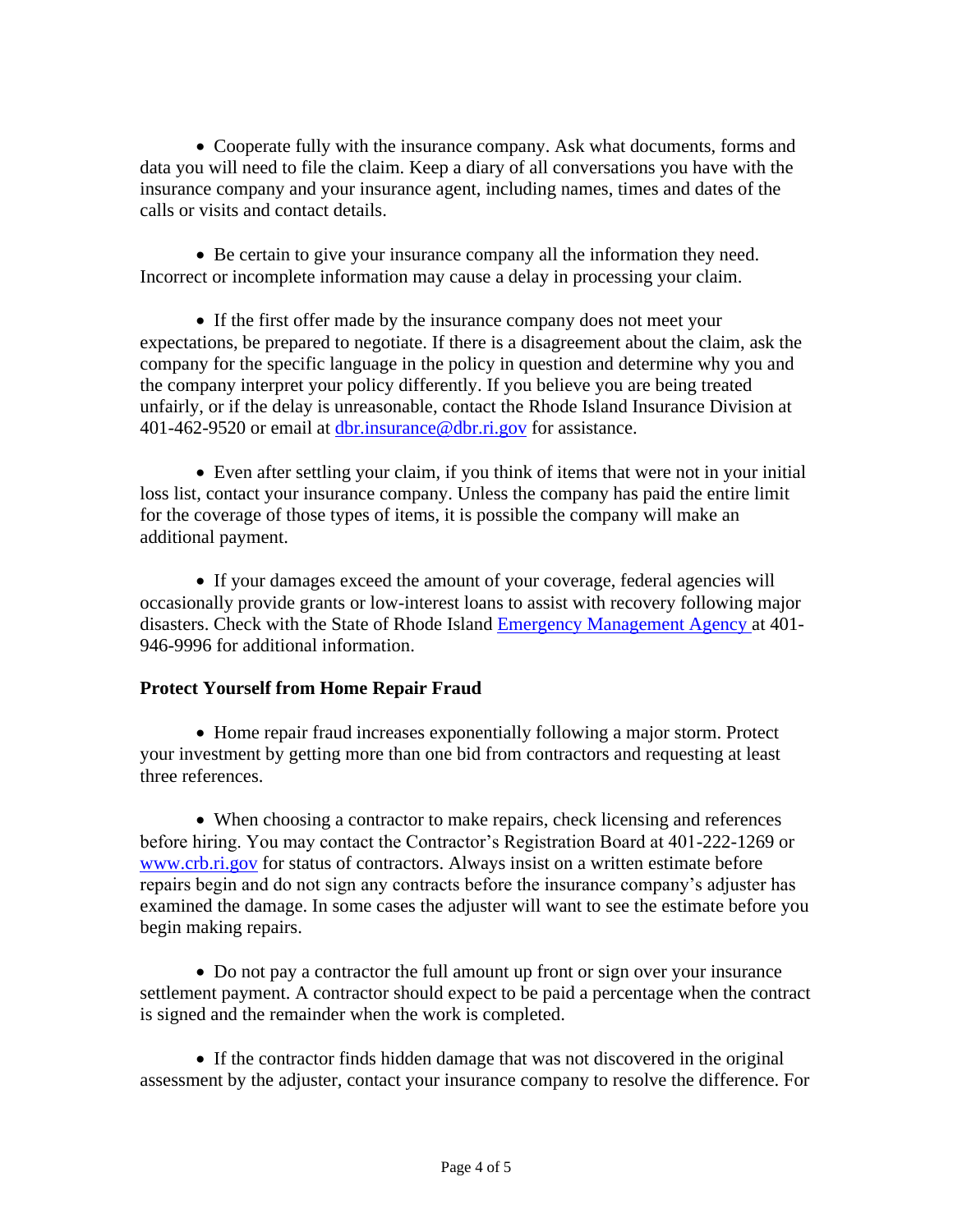- Cooperate fully with the insurance company. Ask what documents, forms and data you will need to file the claim. Keep a diary of all conversations you have with the insurance company and your insurance agent, including names, times and dates of the calls or visits and contact details.

- Be certain to give your insurance company all the information they need. Incorrect or incomplete information may cause a delay in processing your claim.

- If the first offer made by the insurance company does not meet your expectations, be prepared to negotiate. If there is a disagreement about the claim, ask the company for the specific language in the policy in question and determine why you and the company interpret your policy differently. If you believe you are being treated unfairly, or if the delay is unreasonable, contact the Rhode Island Insurance Division at 401-462-9520 or email at [dbr.insurance@dbr.ri.gov](mailto:dbr.insurance@dbr.ri.gov) for assistance.

- Even after settling your claim, if you think of items that were not in your initial loss list, contact your insurance company. Unless the company has paid the entire limit for the coverage of those types of items, it is possible the company will make an additional payment.

- If your damages exceed the amount of your coverage, federal agencies will occasionally provide grants or low-interest loans to assist with recovery following major disasters. Check with the State of Rhode Island Emergency Management Agency at 401-946-9996 for additional information.

**Protect Yourself from Home Repair Fraud**

- Home repair fraud increases exponentially following a major storm. Protect your investment by getting more than one bid from contractors and requesting at least three references.

- When choosing a contractor to make repairs, check licensing and references before hiring. You may contact the Contractor's Registration Board at 401-222-1269 or [www.crb.ri.gov](http://www.crb.ri.gov) for status of contractors. Always insist on a written estimate before repairs begin and do not sign any contracts before the insurance company's adjuster has examined the damage. In some cases the adjuster will want to see the estimate before you begin making repairs.

- Do not pay a contractor the full amount up front or sign over your insurance settlement payment. A contractor should expect to be paid a percentage when the contract is signed and the remainder when the work is completed.

- If the contractor finds hidden damage that was not discovered in the original assessment by the adjuster, contact your insurance company to resolve the difference. For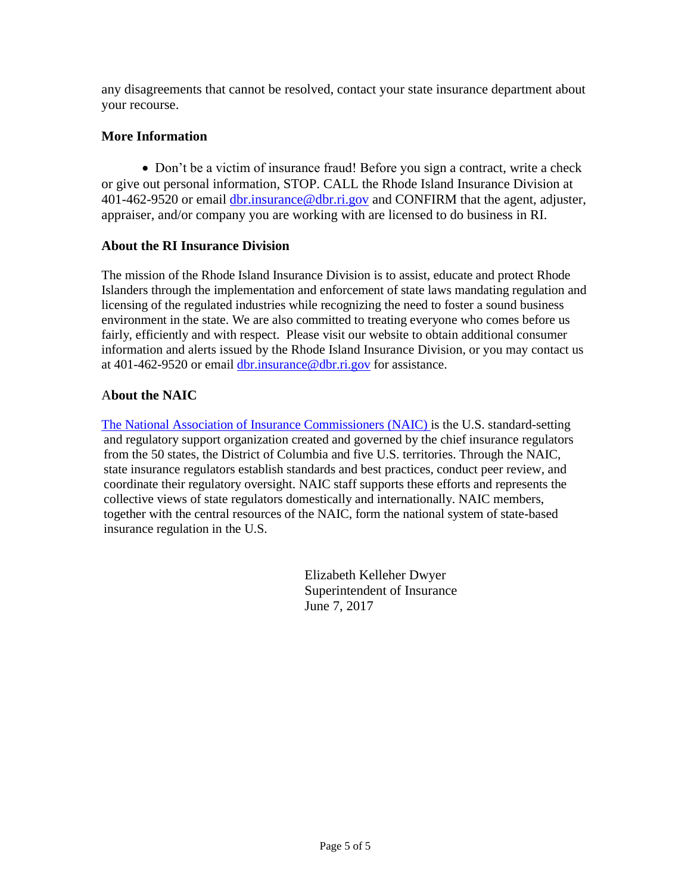any disagreements that cannot be resolved, contact your state insurance department about your recourse.

**More Information**

- Don't be a victim of insurance fraud! Before you sign a contract, write a check or give out personal information, STOP. CALL the Rhode Island Insurance Division at 401-462-9520 or email [dbr.insurance@dbr.ri.gov](mailto:dbr.insurance@dbr.ri.gov) and CONFIRM that the agent, adjuster, appraiser, and/or company you are working with are licensed to do business in RI.

**About the RI Insurance Division**

The mission of the Rhode Island Insurance Division is to assist, educate and protect Rhode Islanders through the implementation and enforcement of state laws mandating regulation and licensing of the regulated industries while recognizing the need to foster a sound business environment in the state. We are also committed to treating everyone who comes before us fairly, efficiently and with respect. Please visit our website to obtain additional consumer information and alerts issued by the Rhode Island Insurance Division, or you may contact us at 401-462-9520 or email [dbr.insurance@dbr.ri.gov](mailto:dbr.insurance@dbr.ri.gov) for assistance.

**About the NAIC**

The National Association of Insurance Commissioners (NAIC) is the U.S. standard-setting and regulatory support organization created and governed by the chief insurance regulators from the 50 states, the District of Columbia and five U.S. territories. Through the NAIC, state insurance regulators establish standards and best practices, conduct peer review, and coordinate their regulatory oversight. NAIC staff supports these efforts and represents the collective views of state regulators domestically and internationally. NAIC members, together with the central resources of the NAIC, form the national system of state-based insurance regulation in the U.S.

Elizabeth Kelleher Dwyer
Superintendent of Insurance
June 7, 2017